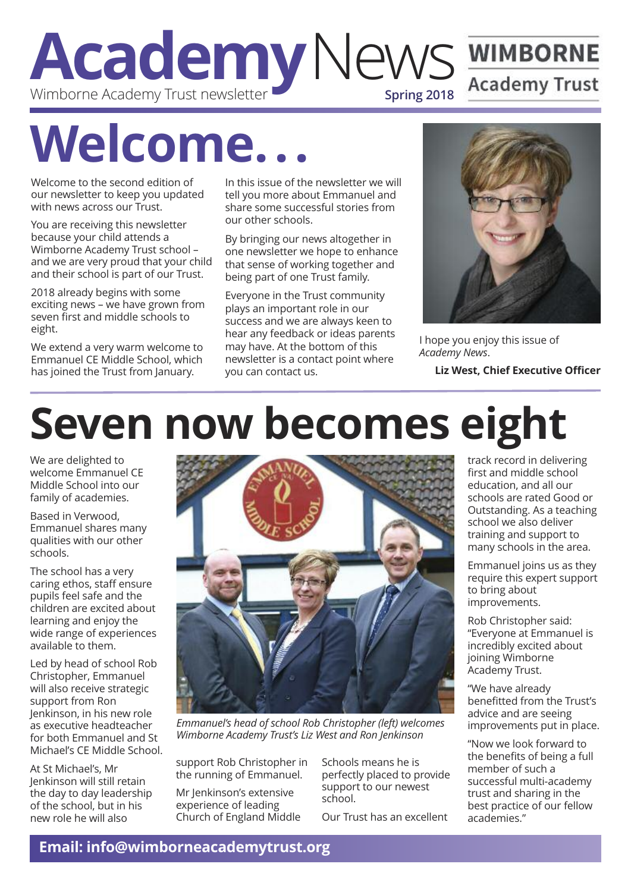# Academy News

Wimborne Academy Trust newsletter

Spring 2018

WIMBORNE Academy Trust

# Welcome...

Welcome to the second edition of our newsletter to keep you updated with news across our Trust.

You are receiving this newsletter because your child attends a Wimborne Academy Trust school – and we are very proud that your child and their school is part of our Trust.

2018 already begins with some exciting news – we have grown from seven first and middle schools to eight.

We extend a very warm welcome to Emmanuel CE Middle School, which has joined the Trust from January.

In this issue of the newsletter we will tell you more about Emmanuel and share some successful stories from our other schools.

By bringing our news altogether in one newsletter we hope to enhance that sense of working together and being part of one Trust family.

Everyone in the Trust community plays an important role in our success and we are always keen to hear any feedback or ideas parents may have. At the bottom of this newsletter is a contact point where you can contact us.

I hope you enjoy this issue of *Academy News*.

**Liz West, Chief Executive Officer**

# Seven now becomes eight

We are delighted to welcome Emmanuel CE Middle School into our family of academies.

Based in Verwood, Emmanuel shares many qualities with our other schools.

The school has a very caring ethos, staff ensure pupils feel safe and the children are excited about learning and enjoy the wide range of experiences available to them.

Led by head of school Rob Christopher, Emmanuel will also receive strategic support from Ron Jenkinson, in his new role as executive headteacher for both Emmanuel and St Michael's CE Middle School.

At St Michael's, Mr Jenkinson will still retain the day to day leadership of the school, but in his new role he will also support Rob Christopher in the running of Emmanuel.

*Emmanuel's head of school Rob Christopher (left) welcomes Wimborne Academy Trust's Liz West and Ron Jenkinson*

Mr Jenkinson's extensive experience of leading Church of England Middle Schools means he is perfectly placed to provide support to our newest school.

Our Trust has an excellent track record in delivering first and middle school education, and all our schools are rated Good or Outstanding. As a teaching school we also deliver training and support to many schools in the area.

Emmanuel joins us as they require this expert support to bring about improvements.

Rob Christopher said: "Everyone at Emmanuel is incredibly excited about joining Wimborne Academy Trust.

"We have already benefitted from the Trust's advice and are seeing improvements put in place.

"Now we look forward to the benefits of being a full member of such a successful multi-academy trust and sharing in the best practice of our fellow academies."

**Email: info@wimborneacademytrust.org**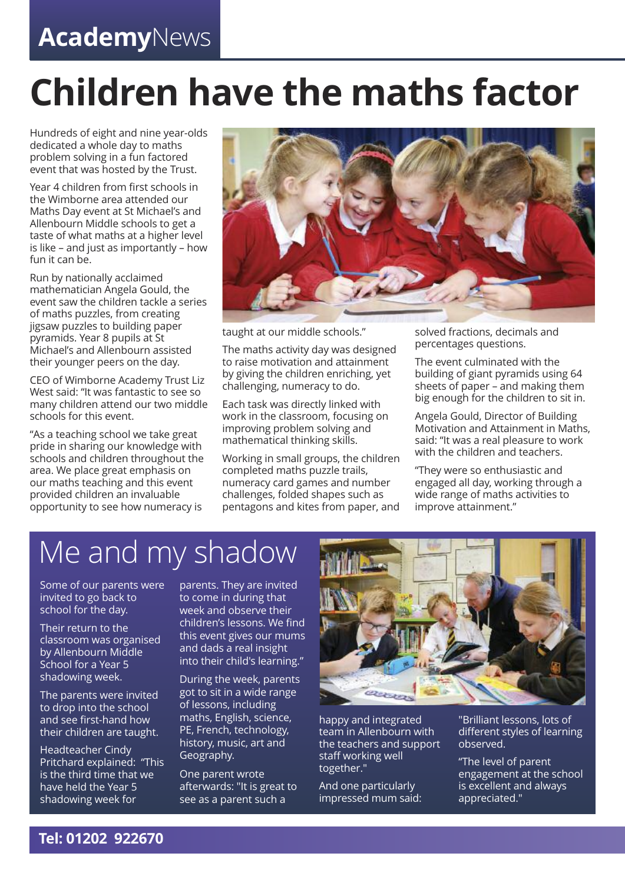# Children have the maths factor

Hundreds of eight and nine year-olds dedicated a whole day to maths problem solving in a fun factored event that was hosted by the Trust.

Year 4 children from first schools in the Wimborne area attended our Maths Day event at St Michael's and Allenbourn Middle schools to get a taste of what maths at a higher level is like – and just as importantly – how fun it can be.

Run by nationally acclaimed mathematician Angela Gould, the event saw the children tackle a series of maths puzzles, from creating jigsaw puzzles to building paper pyramids. Year 8 pupils at St Michael's and Allenbourn assisted their younger peers on the day.

CEO of Wimborne Academy Trust Liz West said: "It was fantastic to see so many children attend our two middle schools for this event.

"As a teaching school we take great pride in sharing our knowledge with schools and children throughout the area. We place great emphasis on our maths teaching and this event provided children an invaluable opportunity to see how numeracy is taught at our middle schools."

The maths activity day was designed to raise motivation and attainment by giving the children enriching, yet challenging, numeracy to do.

Each task was directly linked with work in the classroom, focusing on improving problem solving and mathematical thinking skills.

Working in small groups, the children completed maths puzzle trails, numeracy card games and number challenges, folded shapes such as pentagons and kites from paper, and solved fractions, decimals and percentages questions.

The event culminated with the building of giant pyramids using 64 sheets of paper – and making them big enough for the children to sit in.

Angela Gould, Director of Building Motivation and Attainment in Maths, said: "It was a real pleasure to work with the children and teachers.

"They were so enthusiastic and engaged all day, working through a wide range of maths activities to improve attainment."

# Me and my shadow

Some of our parents were invited to go back to school for the day.

Their return to the classroom was organised by Allenbourn Middle School for a Year 5 shadowing week.

The parents were invited to drop into the school and see first-hand how their children are taught.

Headteacher Cindy Pritchard explained: "This is the third time that we have held the Year 5 shadowing week for parents. They are invited to come in during that week and observe their children's lessons. We find this event gives our mums and dads a real insight into their child's learning."

During the week, parents got to sit in a wide range of lessons, including maths, English, science, PE, French, technology, history, music, art and Geography.

One parent wrote afterwards: "It is great to see as a parent such a happy and integrated team in Allenbourn with the teachers and support staff working well together."

And one particularly impressed mum said: "Brilliant lessons, lots of different styles of learning observed.

"The level of parent engagement at the school is excellent and always appreciated."

**Tel: 01202 922670**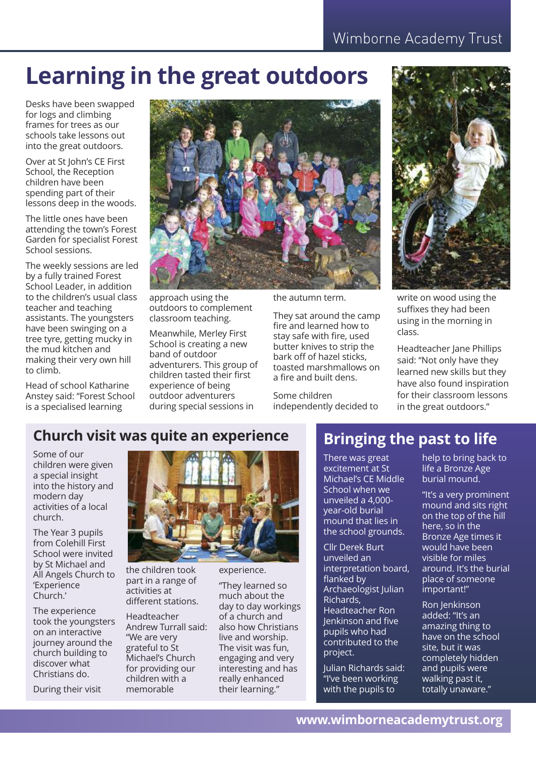# Learning in the great outdoors

Desks have been swapped for logs and climbing frames for trees as our schools take lessons out into the great outdoors.

Over at St John's CE First School, the Reception children have been spending part of their lessons deep in the woods.

The little ones have been attending the town's Forest Garden for specialist Forest School sessions.

The weekly sessions are led by a fully trained Forest School Leader, in addition to the children's usual class teacher and teaching assistants. The youngsters have been swinging on a tree tyre, getting mucky in the mud kitchen and making their very own hill to climb.

Head of school Katharine Anstey said: "Forest School is a specialised learning approach using the outdoors to complement classroom teaching.

Meanwhile, Merley First School is creating a new band of outdoor adventurers. This group of children tasted their first experience of being outdoor adventurers during special sessions in the autumn term.

They sat around the camp fire and learned how to stay safe with fire, used butter knives to strip the bark off of hazel sticks, toasted marshmallows on a fire and built dens.

Some children independently decided to write on wood using the suffixes they had been using in the morning in class.

Headteacher Jane Phillips said: "Not only have they learned new skills but they have also found inspiration for their classroom lessons in the great outdoors."

## Church visit was quite an experience

Some of our children were given a special insight into the history and modern day activities of a local church.

The Year 3 pupils from Colehill First School were invited by St Michael and All Angels Church to 'Experience Church.'

The experience took the youngsters on an interactive journey around the church building to discover what Christians do.

During their visit the children took part in a range of activities at different stations.

Headteacher Andrew Turrall said: "We are very grateful to St Michael's Church for providing our children with a memorable experience.

"They learned so much about the day to day workings of a church and also how Christians live and worship. The visit was fun, engaging and very interesting and has really enhanced their learning."

## Bringing the past to life

There was great excitement at St Michael's CE Middle School when we unveiled a 4,000-year-old burial mound that lies in the school grounds.

Cllr Derek Burt unveiled an interpretation board, flanked by Archaeologist Julian Richards, Headteacher Ron Jenkinson and five pupils who had contributed to the project.

Julian Richards said: "I've been working with the pupils to help to bring back to life a Bronze Age burial mound.

"It's a very prominent mound and sits right on the top of the hill here, so in the Bronze Age times it would have been visible for miles around. It's the burial place of someone important!"

Ron Jenkinson added: "It's an amazing thing to have on the school site, but it was completely hidden and pupils were walking past it, totally unaware."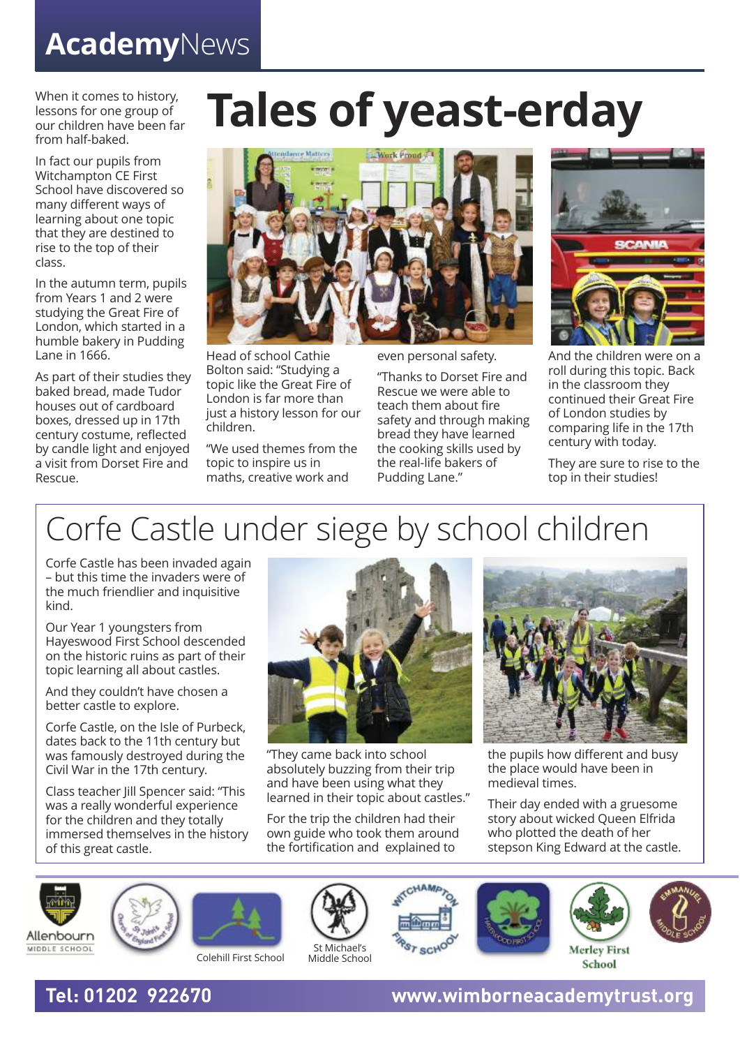# Tales of yeast-erday

When it comes to history, lessons for one group of our children have been far from half-baked.

In fact our pupils from Witchampton CE First School have discovered so many different ways of learning about one topic that they are destined to rise to the top of their class.

In the autumn term, pupils from Years 1 and 2 were studying the Great Fire of London, which started in a humble bakery in Pudding Lane in 1666.

As part of their studies they baked bread, made Tudor houses out of cardboard boxes, dressed up in 17th century costume, reflected by candle light and enjoyed a visit from Dorset Fire and Rescue.

Head of school Cathie Bolton said: "Studying a topic like the Great Fire of London is far more than just a history lesson for our children.

"We used themes from the topic to inspire us in maths, creative work and even personal safety.

"Thanks to Dorset Fire and Rescue we were able to teach them about fire safety and through making bread they have learned the cooking skills used by the real-life bakers of Pudding Lane."

And the children were on a roll during this topic. Back in the classroom they continued their Great Fire of London studies by comparing life in the 17th century with today.

They are sure to rise to the top in their studies!

# Corfe Castle under siege by school children

Corfe Castle has been invaded again – but this time the invaders were of the much friendlier and inquisitive kind.

Our Year 1 youngsters from Hayeswood First School descended on the historic ruins as part of their topic learning all about castles.

And they couldn't have chosen a better castle to explore.

Corfe Castle, on the Isle of Purbeck, dates back to the 11th century but was famously destroyed during the Civil War in the 17th century.

Class teacher Jill Spencer said: "This was a really wonderful experience for the children and they totally immersed themselves in the history of this great castle.

"They came back into school absolutely buzzing from their trip and have been using what they learned in their topic about castles."

For the trip the children had their own guide who took them around the fortification and explained to the pupils how different and busy the place would have been in medieval times.

Their day ended with a gruesome story about wicked Queen Elfrida who plotted the death of her stepson King Edward at the castle.

Allenbourn Middle School · Colehill First School · St Michael's Middle School · Merley First School

Tel: 01202 922670 www.wimborneacademytrust.org